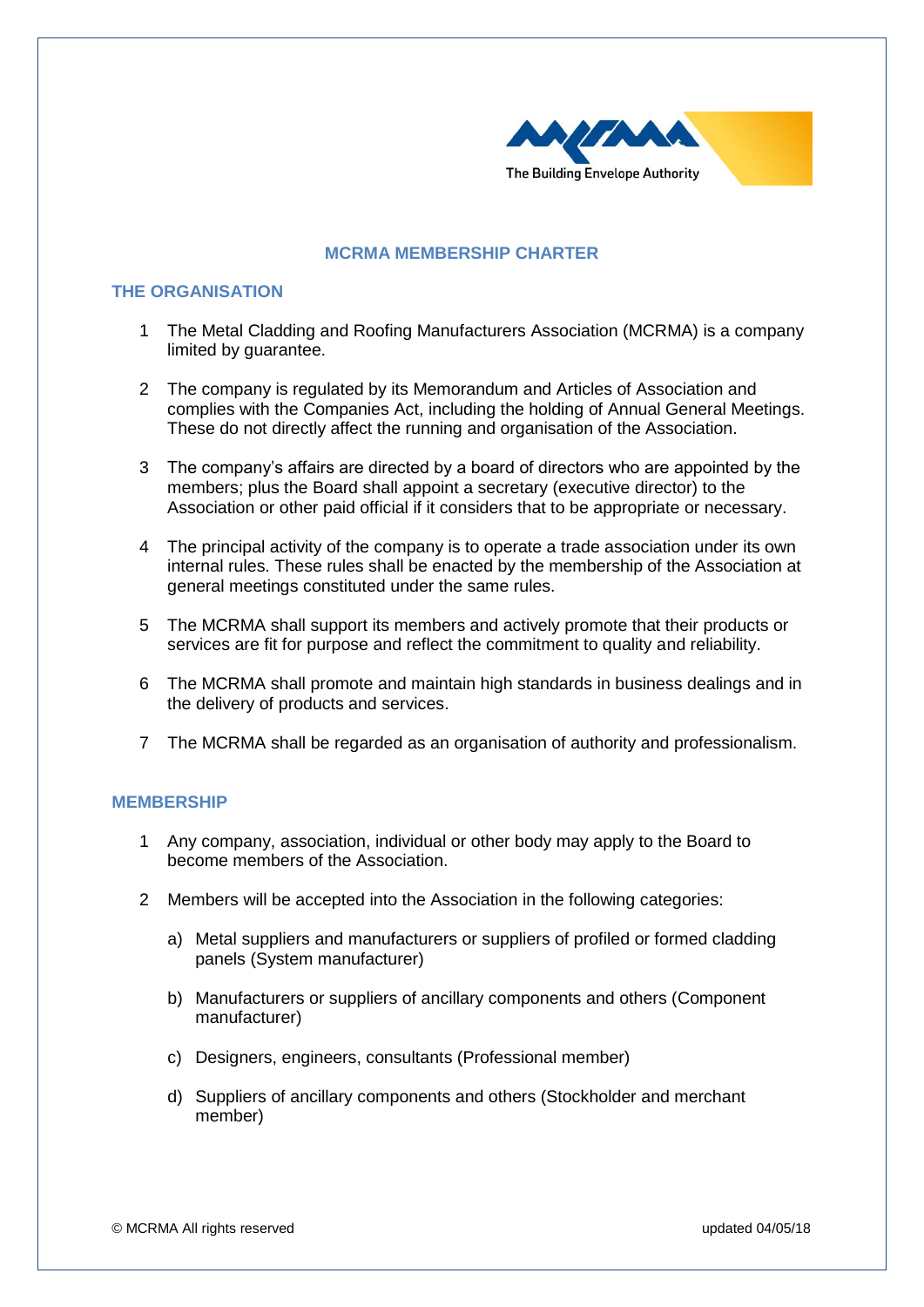# MCRMA MEMBERSHIP CHARTER

## THE ORGANISATION

1. The Metal Cladding and Roofing Manufacturers Association (MCRMA) is a company limited by guarantee.

2. The company is regulated by its Memorandum and Articles of Association and complies with the Companies Act, including the holding of Annual General Meetings. These do not directly affect the running and organisation of the Association.

3. The company's affairs are directed by a board of directors who are appointed by the members; plus the Board shall appoint a secretary (executive director) to the Association or other paid official if it considers that to be appropriate or necessary.

4. The principal activity of the company is to operate a trade association under its own internal rules. These rules shall be enacted by the membership of the Association at general meetings constituted under the same rules.

5. The MCRMA shall support its members and actively promote that their products or services are fit for purpose and reflect the commitment to quality and reliability.

6. The MCRMA shall promote and maintain high standards in business dealings and in the delivery of products and services.

7. The MCRMA shall be regarded as an organisation of authority and professionalism.

## MEMBERSHIP

1. Any company, association, individual or other body may apply to the Board to become members of the Association.

2. Members will be accepted into the Association in the following categories:

   a) Metal suppliers and manufacturers or suppliers of profiled or formed cladding panels (System manufacturer)

   b) Manufacturers or suppliers of ancillary components and others (Component manufacturer)

   c) Designers, engineers, consultants (Professional member)

   d) Suppliers of ancillary components and others (Stockholder and merchant member)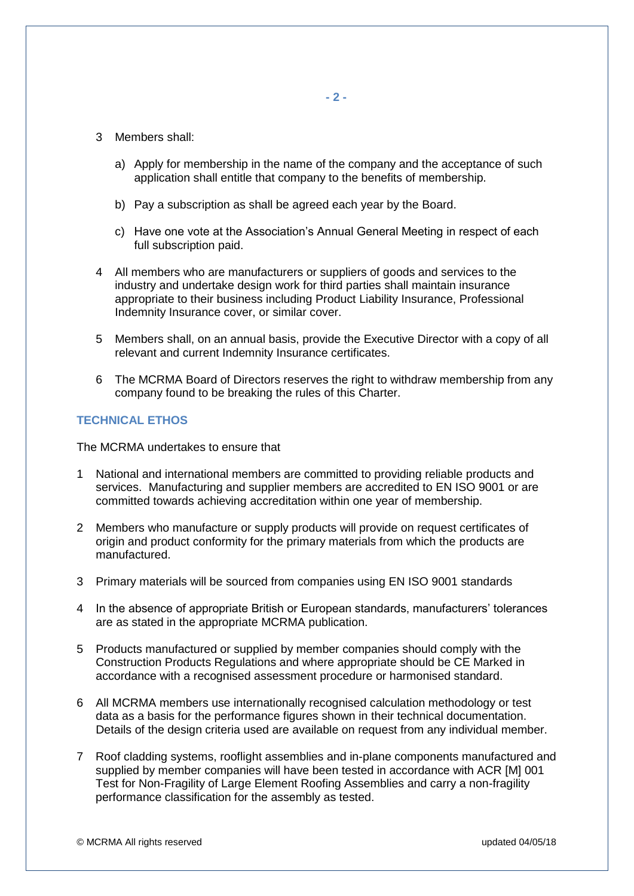3. Members shall:

   a) Apply for membership in the name of the company and the acceptance of such application shall entitle that company to the benefits of membership.

   b) Pay a subscription as shall be agreed each year by the Board.

   c) Have one vote at the Association's Annual General Meeting in respect of each full subscription paid.

4. All members who are manufacturers or suppliers of goods and services to the industry and undertake design work for third parties shall maintain insurance appropriate to their business including Product Liability Insurance, Professional Indemnity Insurance cover, or similar cover.

5. Members shall, on an annual basis, provide the Executive Director with a copy of all relevant and current Indemnity Insurance certificates.

6. The MCRMA Board of Directors reserves the right to withdraw membership from any company found to be breaking the rules of this Charter.

## TECHNICAL ETHOS

The MCRMA undertakes to ensure that

1. National and international members are committed to providing reliable products and services. Manufacturing and supplier members are accredited to EN ISO 9001 or are committed towards achieving accreditation within one year of membership.

2. Members who manufacture or supply products will provide on request certificates of origin and product conformity for the primary materials from which the products are manufactured.

3. Primary materials will be sourced from companies using EN ISO 9001 standards

4. In the absence of appropriate British or European standards, manufacturers' tolerances are as stated in the appropriate MCRMA publication.

5. Products manufactured or supplied by member companies should comply with the Construction Products Regulations and where appropriate should be CE Marked in accordance with a recognised assessment procedure or harmonised standard.

6. All MCRMA members use internationally recognised calculation methodology or test data as a basis for the performance figures shown in their technical documentation. Details of the design criteria used are available on request from any individual member.

7. Roof cladding systems, rooflight assemblies and in-plane components manufactured and supplied by member companies will have been tested in accordance with ACR [M] 001 Test for Non-Fragility of Large Element Roofing Assemblies and carry a non-fragility performance classification for the assembly as tested.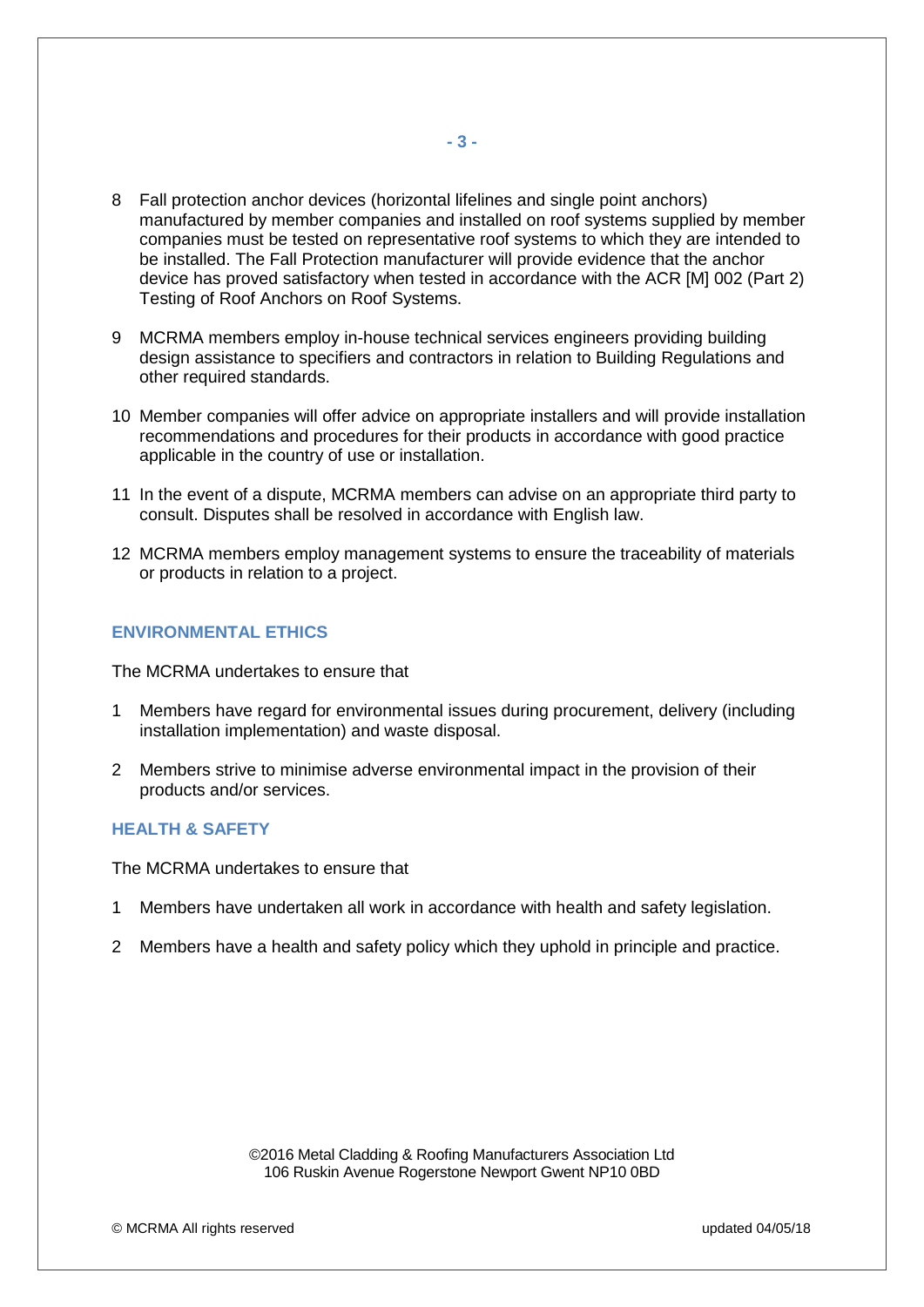8 Fall protection anchor devices (horizontal lifelines and single point anchors) manufactured by member companies and installed on roof systems supplied by member companies must be tested on representative roof systems to which they are intended to be installed. The Fall Protection manufacturer will provide evidence that the anchor device has proved satisfactory when tested in accordance with the ACR [M] 002 (Part 2) Testing of Roof Anchors on Roof Systems.

9 MCRMA members employ in-house technical services engineers providing building design assistance to specifiers and contractors in relation to Building Regulations and other required standards.

10 Member companies will offer advice on appropriate installers and will provide installation recommendations and procedures for their products in accordance with good practice applicable in the country of use or installation.

11 In the event of a dispute, MCRMA members can advise on an appropriate third party to consult. Disputes shall be resolved in accordance with English law.

12 MCRMA members employ management systems to ensure the traceability of materials or products in relation to a project.

## ENVIRONMENTAL ETHICS

The MCRMA undertakes to ensure that

1 Members have regard for environmental issues during procurement, delivery (including installation implementation) and waste disposal.

2 Members strive to minimise adverse environmental impact in the provision of their products and/or services.

## HEALTH & SAFETY

The MCRMA undertakes to ensure that

1 Members have undertaken all work in accordance with health and safety legislation.

2 Members have a health and safety policy which they uphold in principle and practice.

©2016 Metal Cladding & Roofing Manufacturers Association Ltd
106 Ruskin Avenue Rogerstone Newport Gwent NP10 0BD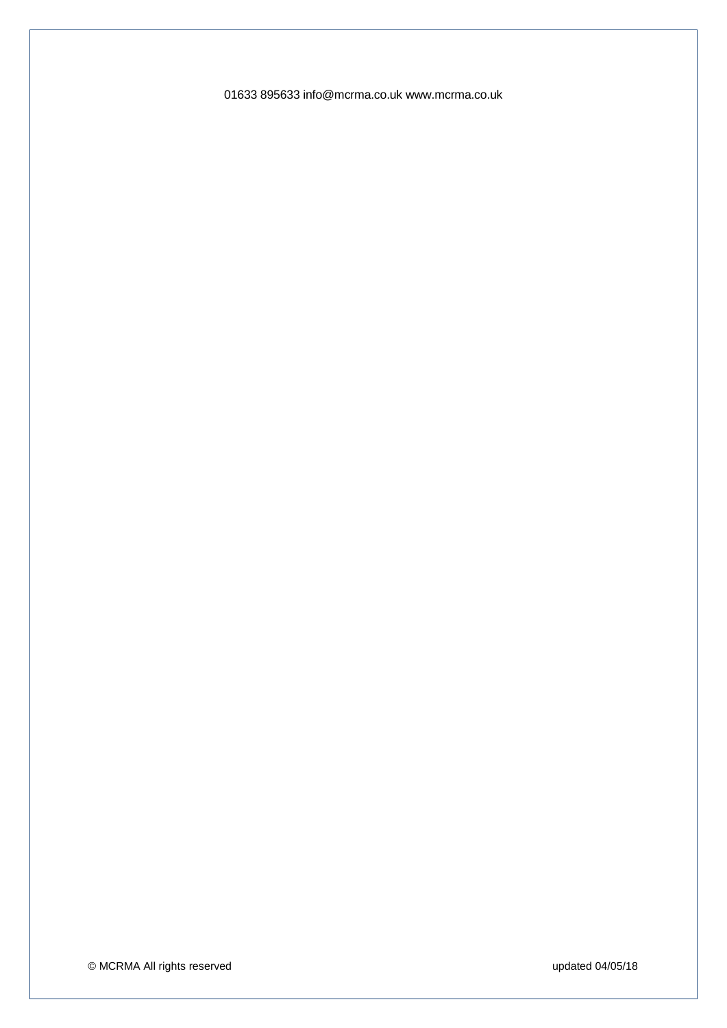01633 895633 info@mcrma.co.uk www.mcrma.co.uk

© MCRMA All rights reserved

updated 04/05/18